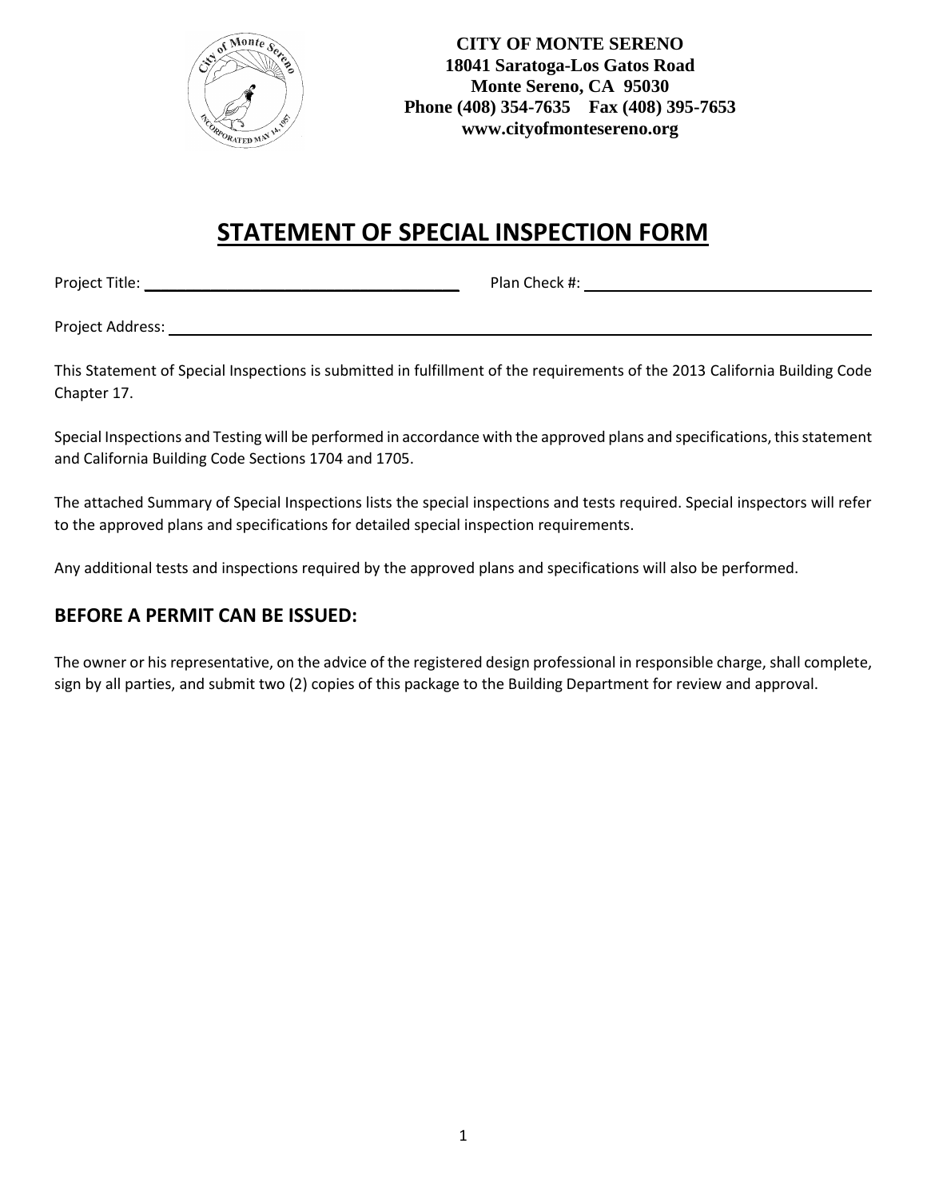**CITY OF MONTE SERENO**
**18041 Saratoga-Los Gatos Road**
**Monte Sereno, CA 95030**
**Phone (408) 354-7635 Fax (408) 395-7653**
**www.cityofmontesereno.org**

# STATEMENT OF SPECIAL INSPECTION FORM

Project Title: ______________________________ Plan Check #: ______________________________

Project Address: ____________________________________________________________

This Statement of Special Inspections is submitted in fulfillment of the requirements of the 2013 California Building Code Chapter 17.

Special Inspections and Testing will be performed in accordance with the approved plans and specifications, this statement and California Building Code Sections 1704 and 1705.

The attached Summary of Special Inspections lists the special inspections and tests required. Special inspectors will refer to the approved plans and specifications for detailed special inspection requirements.

Any additional tests and inspections required by the approved plans and specifications will also be performed.

## BEFORE A PERMIT CAN BE ISSUED:

The owner or his representative, on the advice of the registered design professional in responsible charge, shall complete, sign by all parties, and submit two (2) copies of this package to the Building Department for review and approval.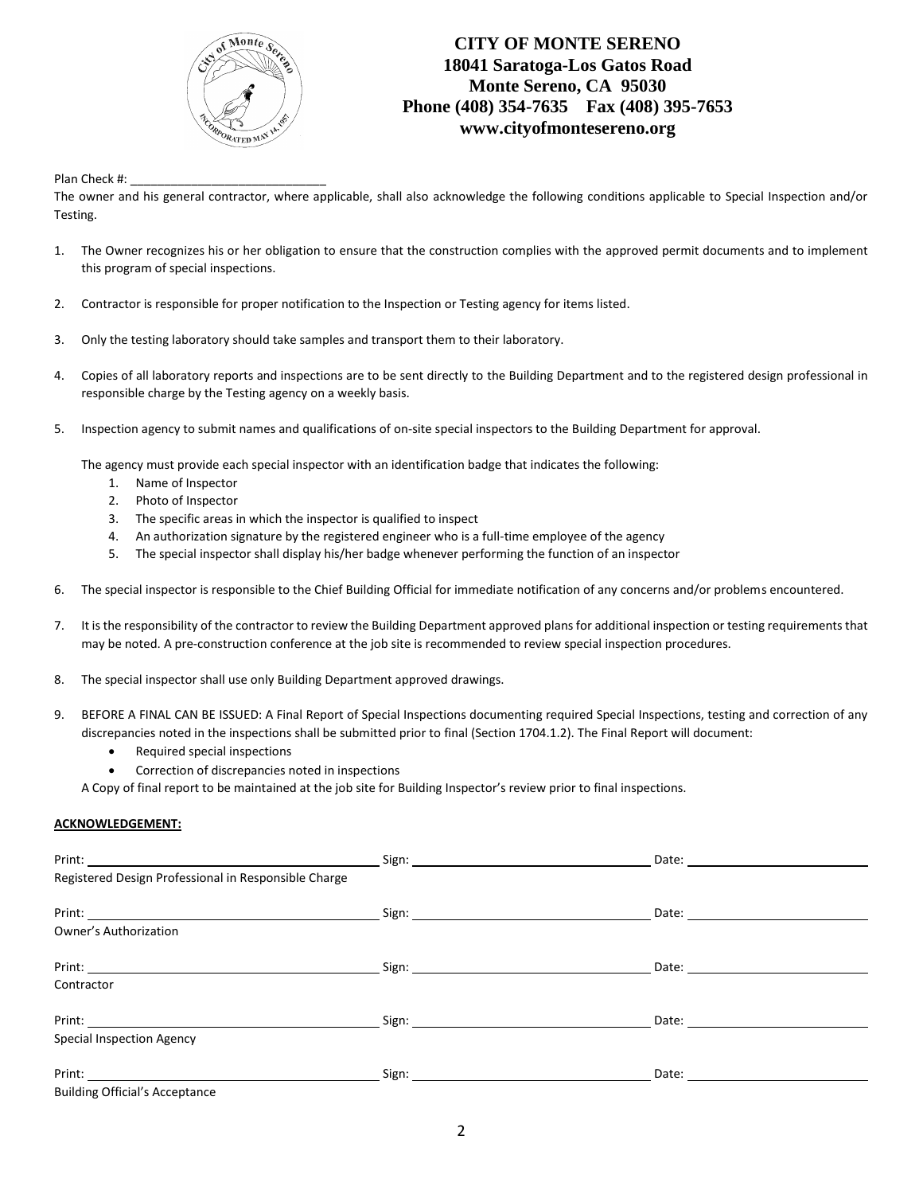# CITY OF MONTE SERENO
**18041 Saratoga-Los Gatos Road**
**Monte Sereno, CA 95030**
**Phone (408) 354-7635 Fax (408) 395-7653**
**www.cityofmontesereno.org**

Plan Check #: ____________________________

The owner and his general contractor, where applicable, shall also acknowledge the following conditions applicable to Special Inspection and/or Testing.

1. The Owner recognizes his or her obligation to ensure that the construction complies with the approved permit documents and to implement this program of special inspections.

2. Contractor is responsible for proper notification to the Inspection or Testing agency for items listed.

3. Only the testing laboratory should take samples and transport them to their laboratory.

4. Copies of all laboratory reports and inspections are to be sent directly to the Building Department and to the registered design professional in responsible charge by the Testing agency on a weekly basis.

5. Inspection agency to submit names and qualifications of on-site special inspectors to the Building Department for approval.

   The agency must provide each special inspector with an identification badge that indicates the following:
   1. Name of Inspector
   2. Photo of Inspector
   3. The specific areas in which the inspector is qualified to inspect
   4. An authorization signature by the registered engineer who is a full-time employee of the agency
   5. The special inspector shall display his/her badge whenever performing the function of an inspector

6. The special inspector is responsible to the Chief Building Official for immediate notification of any concerns and/or problems encountered.

7. It is the responsibility of the contractor to review the Building Department approved plans for additional inspection or testing requirements that may be noted. A pre-construction conference at the job site is recommended to review special inspection procedures.

8. The special inspector shall use only Building Department approved drawings.

9. BEFORE A FINAL CAN BE ISSUED: A Final Report of Special Inspections documenting required Special Inspections, testing and correction of any discrepancies noted in the inspections shall be submitted prior to final (Section 1704.1.2). The Final Report will document:
   - Required special inspections
   - Correction of discrepancies noted in inspections

   A Copy of final report to be maintained at the job site for Building Inspector's review prior to final inspections.

**ACKNOWLEDGEMENT:**

Print: ______________________ Sign: ______________________ Date: ______________
Registered Design Professional in Responsible Charge

Print: ______________________ Sign: ______________________ Date: ______________
Owner's Authorization

Print: ______________________ Sign: ______________________ Date: ______________
Contractor

Print: ______________________ Sign: ______________________ Date: ______________
Special Inspection Agency

Print: ______________________ Sign: ______________________ Date: ______________
Building Official's Acceptance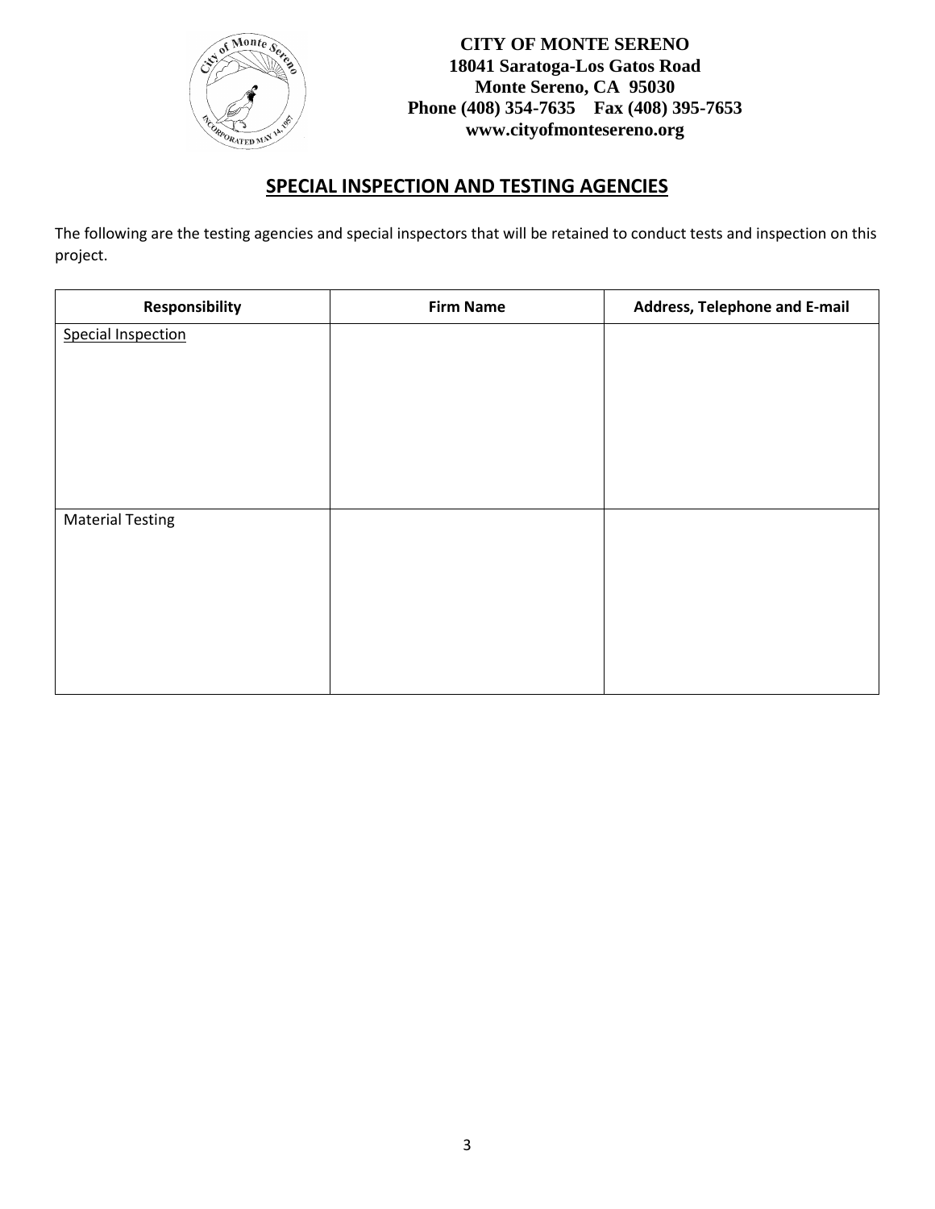**CITY OF MONTE SERENO**
**18041 Saratoga-Los Gatos Road**
**Monte Sereno, CA 95030**
**Phone (408) 354-7635 Fax (408) 395-7653**
**www.cityofmontesereno.org**

## SPECIAL INSPECTION AND TESTING AGENCIES

The following are the testing agencies and special inspectors that will be retained to conduct tests and inspection on this project.

| Responsibility | Firm Name | Address, Telephone and E-mail |
|---|---|---|
| Special Inspection | | |
| Material Testing | | |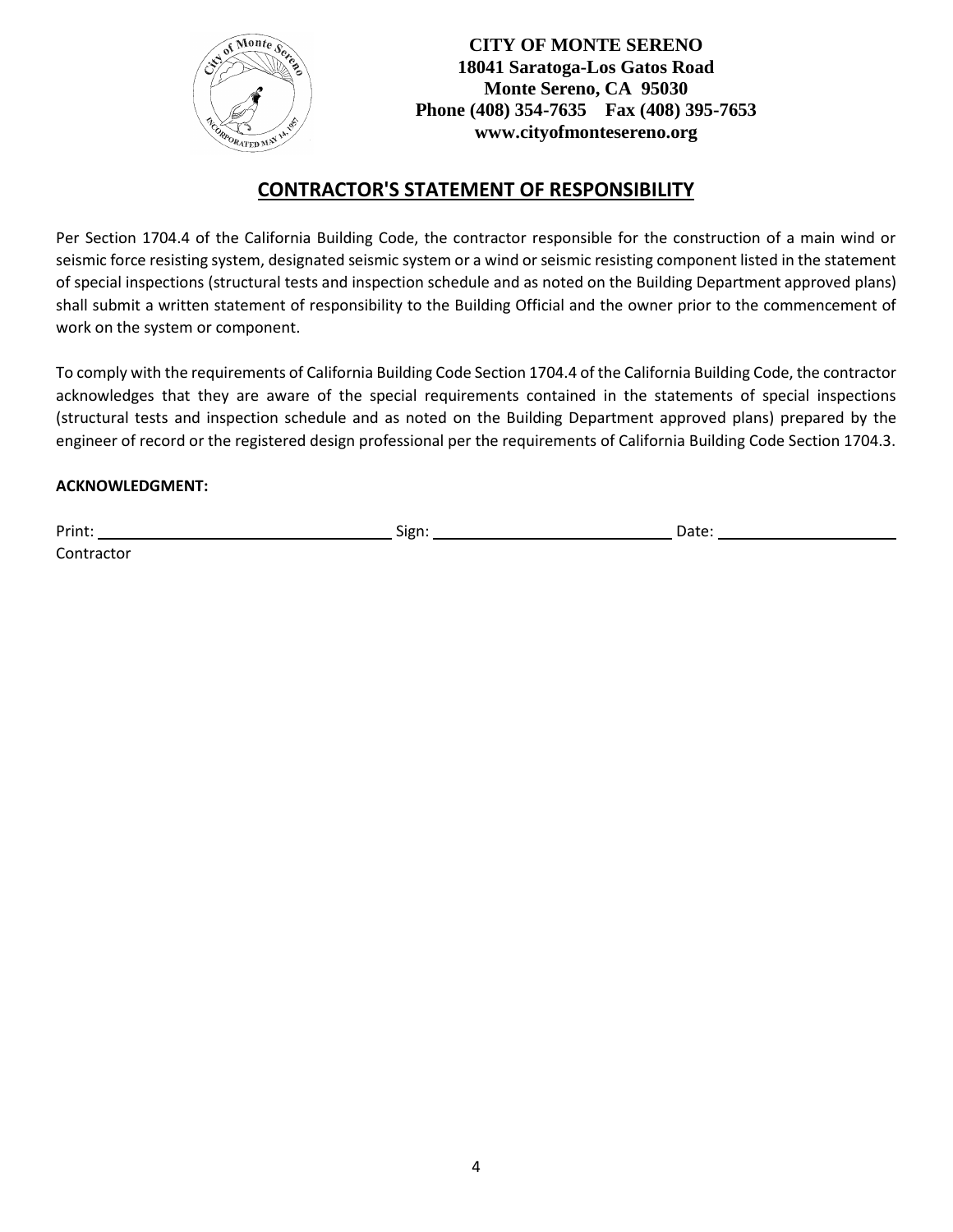**CITY OF MONTE SERENO**
**18041 Saratoga-Los Gatos Road**
**Monte Sereno, CA 95030**
**Phone (408) 354-7635 Fax (408) 395-7653**
**www.cityofmontesereno.org**

# CONTRACTOR'S STATEMENT OF RESPONSIBILITY

Per Section 1704.4 of the California Building Code, the contractor responsible for the construction of a main wind or seismic force resisting system, designated seismic system or a wind or seismic resisting component listed in the statement of special inspections (structural tests and inspection schedule and as noted on the Building Department approved plans) shall submit a written statement of responsibility to the Building Official and the owner prior to the commencement of work on the system or component.

To comply with the requirements of California Building Code Section 1704.4 of the California Building Code, the contractor acknowledges that they are aware of the special requirements contained in the statements of special inspections (structural tests and inspection schedule and as noted on the Building Department approved plans) prepared by the engineer of record or the registered design professional per the requirements of California Building Code Section 1704.3.

**ACKNOWLEDGMENT:**

Print: ______________________ Sign: ______________________ Date: ______________
Contractor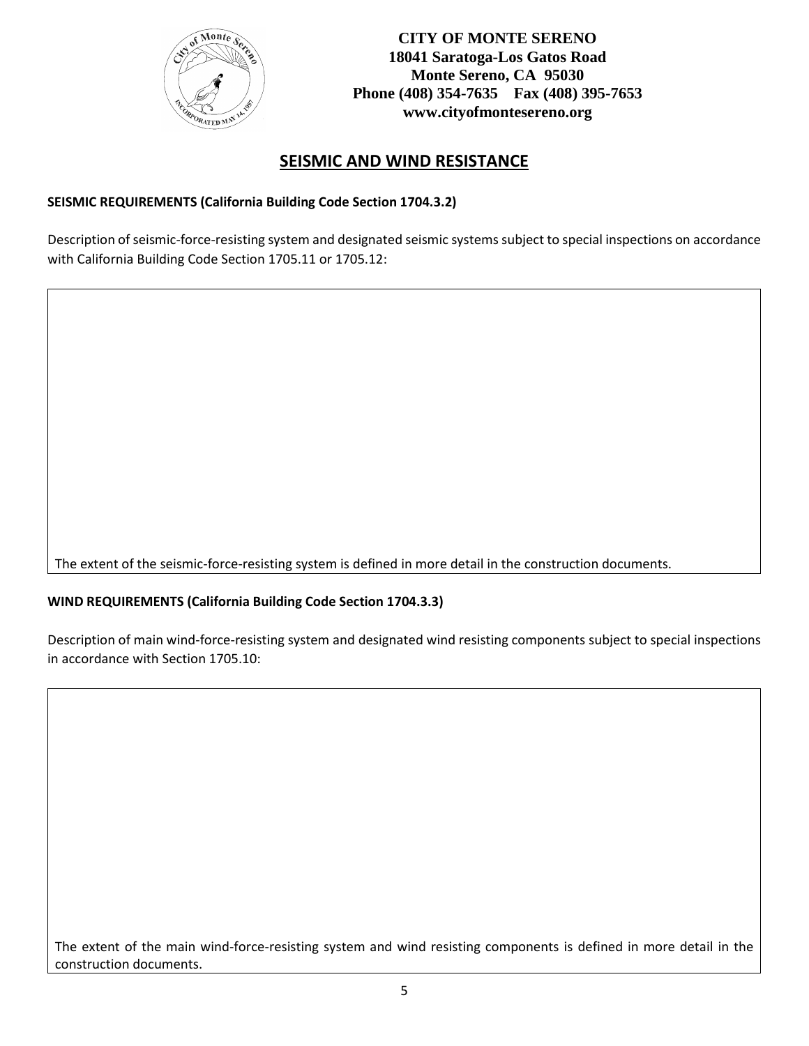**CITY OF MONTE SERENO**
**18041 Saratoga-Los Gatos Road**
**Monte Sereno, CA 95030**
**Phone (408) 354-7635 Fax (408) 395-7653**
**www.cityofmontesereno.org**

# SEISMIC AND WIND RESISTANCE

**SEISMIC REQUIREMENTS (California Building Code Section 1704.3.2)**

Description of seismic-force-resisting system and designated seismic systems subject to special inspections on accordance with California Building Code Section 1705.11 or 1705.12:

The extent of the seismic-force-resisting system is defined in more detail in the construction documents.

**WIND REQUIREMENTS (California Building Code Section 1704.3.3)**

Description of main wind-force-resisting system and designated wind resisting components subject to special inspections in accordance with Section 1705.10:

The extent of the main wind-force-resisting system and wind resisting components is defined in more detail in the construction documents.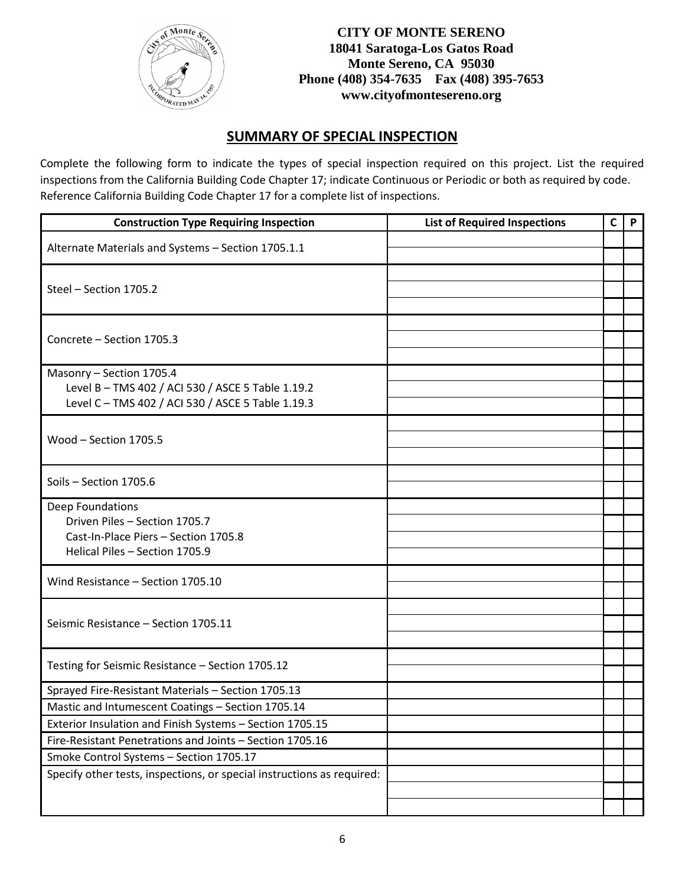**CITY OF MONTE SERENO**
**18041 Saratoga-Los Gatos Road**
**Monte Sereno, CA 95030**
**Phone (408) 354-7635 Fax (408) 395-7653**
**www.cityofmontesereno.org**

## SUMMARY OF SPECIAL INSPECTION

Complete the following form to indicate the types of special inspection required on this project. List the required inspections from the California Building Code Chapter 17; indicate Continuous or Periodic or both as required by code. Reference California Building Code Chapter 17 for a complete list of inspections.

| Construction Type Requiring Inspection | List of Required Inspections | C | P |
|---|---|---|---|
| Alternate Materials and Systems – Section 1705.1.1 | | | |
| | | | |
| Steel – Section 1705.2 | | | |
| | | | |
| | | | |
| Concrete – Section 1705.3 | | | |
| | | | |
| | | | |
| Masonry – Section 1705.4 | | | |
| Level B – TMS 402 / ACI 530 / ASCE 5 Table 1.19.2 | | | |
| Level C – TMS 402 / ACI 530 / ASCE 5 Table 1.19.3 | | | |
| Wood – Section 1705.5 | | | |
| | | | |
| | | | |
| Soils – Section 1705.6 | | | |
| | | | |
| Deep Foundations | | | |
| Driven Piles – Section 1705.7 | | | |
| Cast-In-Place Piers – Section 1705.8 | | | |
| Helical Piles – Section 1705.9 | | | |
| Wind Resistance – Section 1705.10 | | | |
| | | | |
| Seismic Resistance – Section 1705.11 | | | |
| | | | |
| | | | |
| Testing for Seismic Resistance – Section 1705.12 | | | |
| | | | |
| Sprayed Fire-Resistant Materials – Section 1705.13 | | | |
| Mastic and Intumescent Coatings – Section 1705.14 | | | |
| Exterior Insulation and Finish Systems – Section 1705.15 | | | |
| Fire-Resistant Penetrations and Joints – Section 1705.16 | | | |
| Smoke Control Systems – Section 1705.17 | | | |
| Specify other tests, inspections, or special instructions as required: | | | |
| | | | |
| | | | |